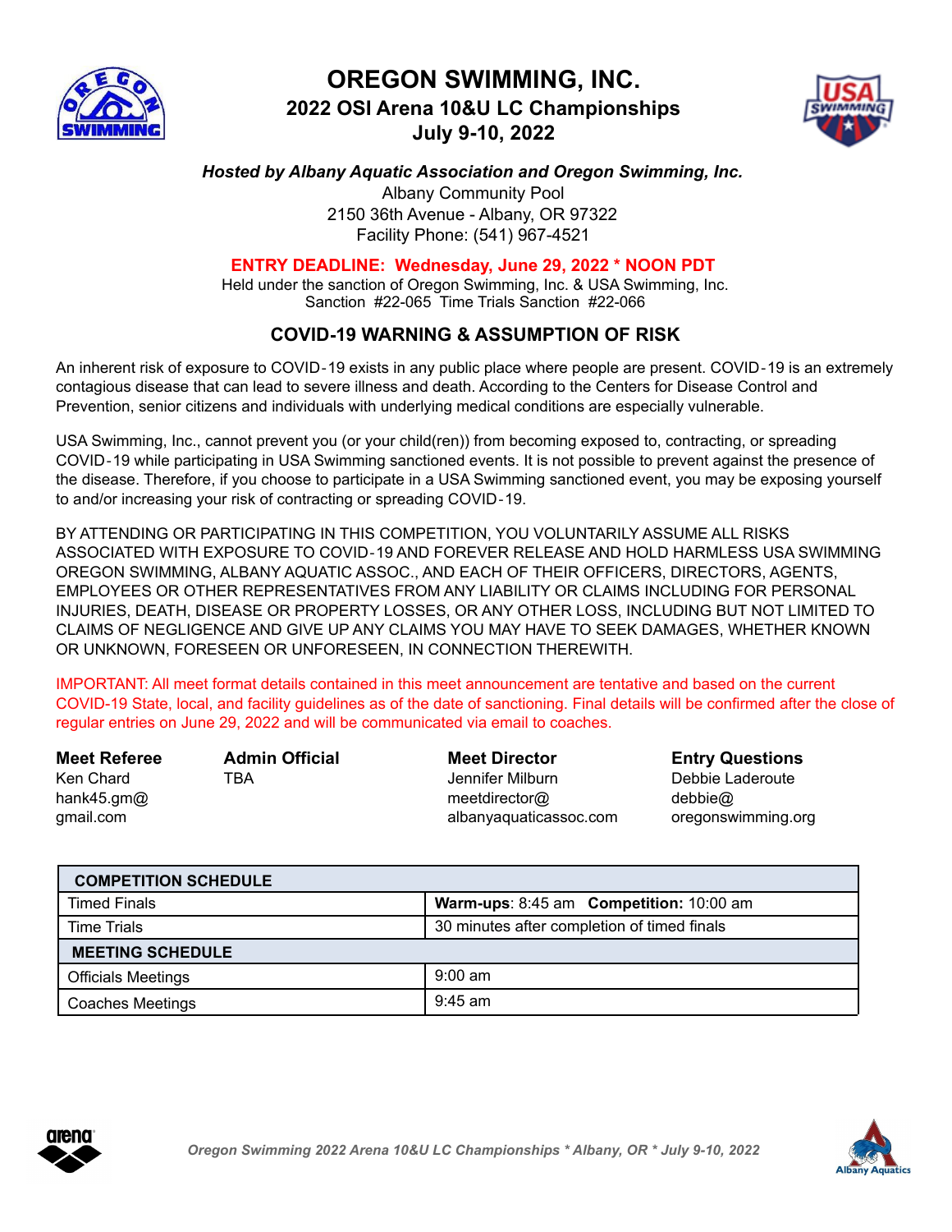# OREGON SWIMMING, INC.

## 2022 OSI Arena 10&U LC Championships

## July 9-10, 2022

***Hosted by Albany Aquatic Association and Oregon Swimming, Inc.***

Albany Community Pool
2150 36th Avenue - Albany, OR 97322
Facility Phone: (541) 967-4521

**ENTRY DEADLINE: Wednesday, June 29, 2022 * NOON PDT**

Held under the sanction of Oregon Swimming, Inc. & USA Swimming, Inc.
Sanction #22-065 Time Trials Sanction #22-066

### COVID-19 WARNING & ASSUMPTION OF RISK

An inherent risk of exposure to COVID-19 exists in any public place where people are present. COVID-19 is an extremely contagious disease that can lead to severe illness and death. According to the Centers for Disease Control and Prevention, senior citizens and individuals with underlying medical conditions are especially vulnerable.

USA Swimming, Inc., cannot prevent you (or your child(ren)) from becoming exposed to, contracting, or spreading COVID-19 while participating in USA Swimming sanctioned events. It is not possible to prevent against the presence of the disease. Therefore, if you choose to participate in a USA Swimming sanctioned event, you may be exposing yourself to and/or increasing your risk of contracting or spreading COVID-19.

BY ATTENDING OR PARTICIPATING IN THIS COMPETITION, YOU VOLUNTARILY ASSUME ALL RISKS ASSOCIATED WITH EXPOSURE TO COVID-19 AND FOREVER RELEASE AND HOLD HARMLESS USA SWIMMING OREGON SWIMMING, ALBANY AQUATIC ASSOC., AND EACH OF THEIR OFFICERS, DIRECTORS, AGENTS, EMPLOYEES OR OTHER REPRESENTATIVES FROM ANY LIABILITY OR CLAIMS INCLUDING FOR PERSONAL INJURIES, DEATH, DISEASE OR PROPERTY LOSSES, OR ANY OTHER LOSS, INCLUDING BUT NOT LIMITED TO CLAIMS OF NEGLIGENCE AND GIVE UP ANY CLAIMS YOU MAY HAVE TO SEEK DAMAGES, WHETHER KNOWN OR UNKNOWN, FORESEEN OR UNFORESEEN, IN CONNECTION THEREWITH.

IMPORTANT: All meet format details contained in this meet announcement are tentative and based on the current COVID-19 State, local, and facility guidelines as of the date of sanctioning. Final details will be confirmed after the close of regular entries on June 29, 2022 and will be communicated via email to coaches.

| **Meet Referee** | **Admin Official** | **Meet Director** | **Entry Questions** |
|---|---|---|---|
| Ken Chard<br>hank45.gm@gmail.com | TBA | Jennifer Milburn<br>meetdirector@albanyaquaticassoc.com | Debbie Laderoute<br>debbie@oregonswimming.org |

| **COMPETITION SCHEDULE** | |
|---|---|
| Timed Finals | **Warm-ups**: 8:45 am **Competition:** 10:00 am |
| Time Trials | 30 minutes after completion of timed finals |
| **MEETING SCHEDULE** | |
| Officials Meetings | 9:00 am |
| Coaches Meetings | 9:45 am |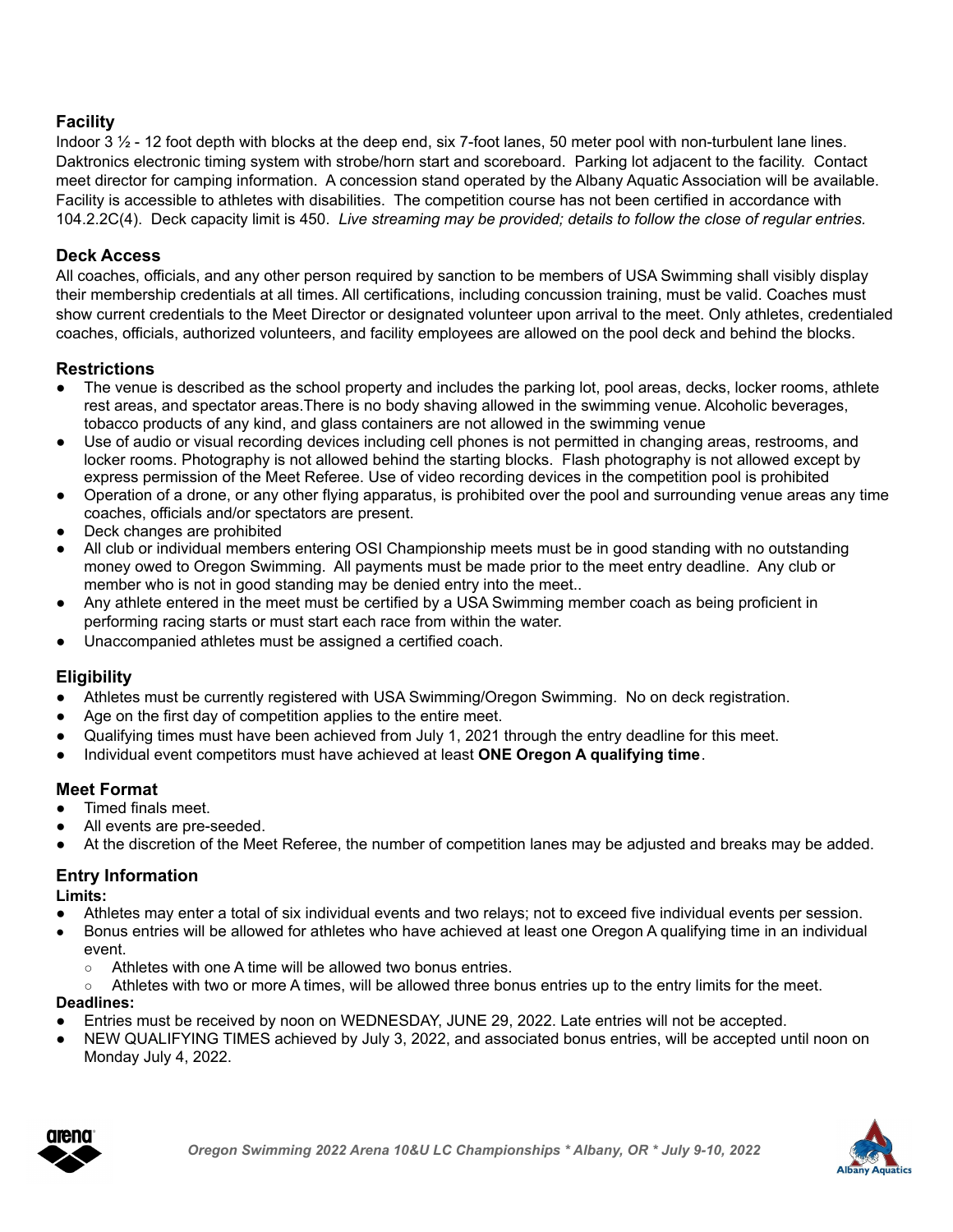## Facility

Indoor 3 ½ - 12 foot depth with blocks at the deep end, six 7-foot lanes, 50 meter pool with non-turbulent lane lines. Daktronics electronic timing system with strobe/horn start and scoreboard. Parking lot adjacent to the facility. Contact meet director for camping information. A concession stand operated by the Albany Aquatic Association will be available. Facility is accessible to athletes with disabilities. The competition course has not been certified in accordance with 104.2.2C(4). Deck capacity limit is 450. *Live streaming may be provided; details to follow the close of regular entries.*

## Deck Access

All coaches, officials, and any other person required by sanction to be members of USA Swimming shall visibly display their membership credentials at all times. All certifications, including concussion training, must be valid. Coaches must show current credentials to the Meet Director or designated volunteer upon arrival to the meet. Only athletes, credentialed coaches, officials, authorized volunteers, and facility employees are allowed on the pool deck and behind the blocks.

## Restrictions

- The venue is described as the school property and includes the parking lot, pool areas, decks, locker rooms, athlete rest areas, and spectator areas.There is no body shaving allowed in the swimming venue. Alcoholic beverages, tobacco products of any kind, and glass containers are not allowed in the swimming venue
- Use of audio or visual recording devices including cell phones is not permitted in changing areas, restrooms, and locker rooms. Photography is not allowed behind the starting blocks. Flash photography is not allowed except by express permission of the Meet Referee. Use of video recording devices in the competition pool is prohibited
- Operation of a drone, or any other flying apparatus, is prohibited over the pool and surrounding venue areas any time coaches, officials and/or spectators are present.
- Deck changes are prohibited
- All club or individual members entering OSI Championship meets must be in good standing with no outstanding money owed to Oregon Swimming. All payments must be made prior to the meet entry deadline. Any club or member who is not in good standing may be denied entry into the meet..
- Any athlete entered in the meet must be certified by a USA Swimming member coach as being proficient in performing racing starts or must start each race from within the water.
- Unaccompanied athletes must be assigned a certified coach.

## Eligibility

- Athletes must be currently registered with USA Swimming/Oregon Swimming. No on deck registration.
- Age on the first day of competition applies to the entire meet.
- Qualifying times must have been achieved from July 1, 2021 through the entry deadline for this meet.
- Individual event competitors must have achieved at least **ONE Oregon A qualifying time**.

## Meet Format

- Timed finals meet.
- All events are pre-seeded.
- At the discretion of the Meet Referee, the number of competition lanes may be adjusted and breaks may be added.

## Entry Information

**Limits:**

- Athletes may enter a total of six individual events and two relays; not to exceed five individual events per session.
- Bonus entries will be allowed for athletes who have achieved at least one Oregon A qualifying time in an individual event.
  - Athletes with one A time will be allowed two bonus entries.
  - Athletes with two or more A times, will be allowed three bonus entries up to the entry limits for the meet.

**Deadlines:**

- Entries must be received by noon on WEDNESDAY, JUNE 29, 2022. Late entries will not be accepted.
- NEW QUALIFYING TIMES achieved by July 3, 2022, and associated bonus entries, will be accepted until noon on Monday July 4, 2022.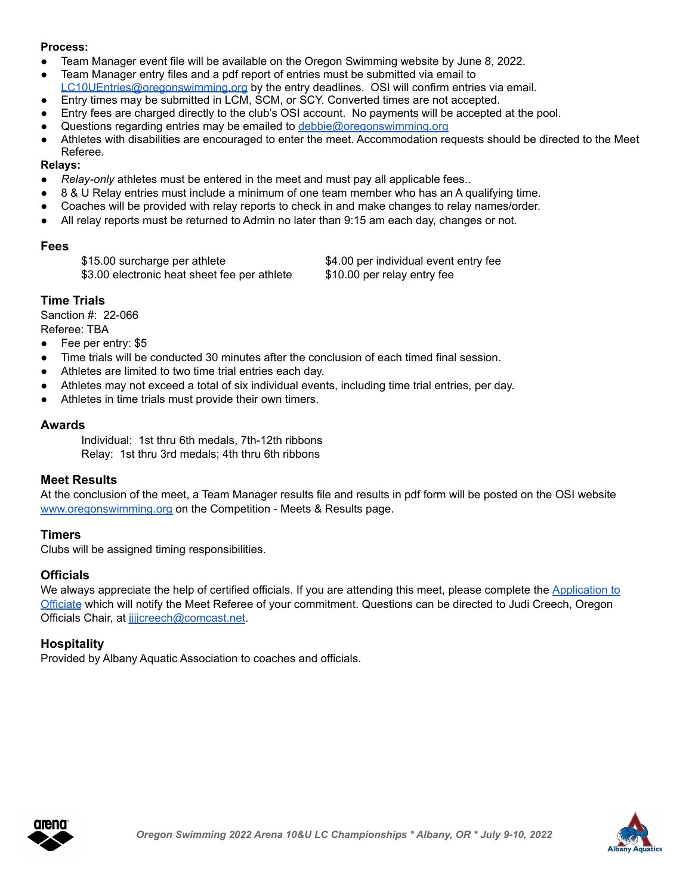**Process:**

- Team Manager event file will be available on the Oregon Swimming website by June 8, 2022.
- Team Manager entry files and a pdf report of entries must be submitted via email to LC10UEntries@oregonswimming.org by the entry deadlines. OSI will confirm entries via email.
- Entry times may be submitted in LCM, SCM, or SCY. Converted times are not accepted.
- Entry fees are charged directly to the club's OSI account. No payments will be accepted at the pool.
- Questions regarding entries may be emailed to debbie@oregonswimming.org
- Athletes with disabilities are encouraged to enter the meet. Accommodation requests should be directed to the Meet Referee.

**Relays:**

- *Relay-only* athletes must be entered in the meet and must pay all applicable fees..
- 8 & U Relay entries must include a minimum of one team member who has an A qualifying time.
- Coaches will be provided with relay reports to check in and make changes to relay names/order.
- All relay reports must be returned to Admin no later than 9:15 am each day, changes or not.

## Fees

| | |
|---|---|
| $15.00 surcharge per athlete | $4.00 per individual event entry fee |
| $3.00 electronic heat sheet fee per athlete | $10.00 per relay entry fee |

## Time Trials

Sanction #: 22-066
Referee: TBA

- Fee per entry: $5
- Time trials will be conducted 30 minutes after the conclusion of each timed final session.
- Athletes are limited to two time trial entries each day.
- Athletes may not exceed a total of six individual events, including time trial entries, per day.
- Athletes in time trials must provide their own timers.

## Awards

Individual: 1st thru 6th medals, 7th-12th ribbons
Relay: 1st thru 3rd medals; 4th thru 6th ribbons

## Meet Results

At the conclusion of the meet, a Team Manager results file and results in pdf form will be posted on the OSI website www.oregonswimming.org on the Competition - Meets & Results page.

## Timers

Clubs will be assigned timing responsibilities.

## Officials

We always appreciate the help of certified officials. If you are attending this meet, please complete the Application to Officiate which will notify the Meet Referee of your commitment. Questions can be directed to Judi Creech, Oregon Officials Chair, at jjjjcreech@comcast.net.

## Hospitality

Provided by Albany Aquatic Association to coaches and officials.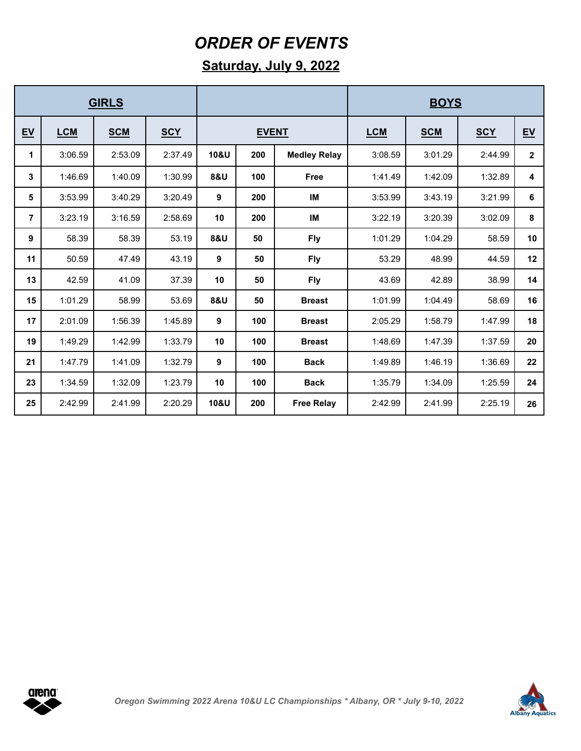# *ORDER OF EVENTS*

## Saturday, July 9, 2022

| GIRLS | | | | | | | BOYS | | | |
|---|---|---|---|---|---|---|---|---|---|---|
| **EV** | **LCM** | **SCM** | **SCY** | **EVENT** | | | **LCM** | **SCM** | **SCY** | **EV** |
| 1 | 3:06.59 | 2:53.09 | 2:37.49 | 10&U | 200 | Medley Relay | 3:08.59 | 3:01.29 | 2:44.99 | 2 |
| 3 | 1:46.69 | 1:40.09 | 1:30.99 | 8&U | 100 | Free | 1:41.49 | 1:42.09 | 1:32.89 | 4 |
| 5 | 3:53.99 | 3:40.29 | 3:20.49 | 9 | 200 | IM | 3:53.99 | 3:43.19 | 3:21.99 | 6 |
| 7 | 3:23.19 | 3:16.59 | 2:58.69 | 10 | 200 | IM | 3:22.19 | 3:20.39 | 3:02.09 | 8 |
| 9 | 58.39 | 58.39 | 53.19 | 8&U | 50 | Fly | 1:01.29 | 1:04.29 | 58.59 | 10 |
| 11 | 50.59 | 47.49 | 43.19 | 9 | 50 | Fly | 53.29 | 48.99 | 44.59 | 12 |
| 13 | 42.59 | 41.09 | 37.39 | 10 | 50 | Fly | 43.69 | 42.89 | 38.99 | 14 |
| 15 | 1:01.29 | 58.99 | 53.69 | 8&U | 50 | Breast | 1:01.99 | 1:04.49 | 58.69 | 16 |
| 17 | 2:01.09 | 1:56.39 | 1:45.89 | 9 | 100 | Breast | 2:05.29 | 1:58.79 | 1:47.99 | 18 |
| 19 | 1:49.29 | 1:42.99 | 1:33.79 | 10 | 100 | Breast | 1:48.69 | 1:47.39 | 1:37.59 | 20 |
| 21 | 1:47.79 | 1:41.09 | 1:32.79 | 9 | 100 | Back | 1:49.89 | 1:46.19 | 1:36.69 | 22 |
| 23 | 1:34.59 | 1:32.09 | 1:23.79 | 10 | 100 | Back | 1:35.79 | 1:34.09 | 1:25.59 | 24 |
| 25 | 2:42.99 | 2:41.99 | 2:20.29 | 10&U | 200 | Free Relay | 2:42.99 | 2:41.99 | 2:25.19 | 26 |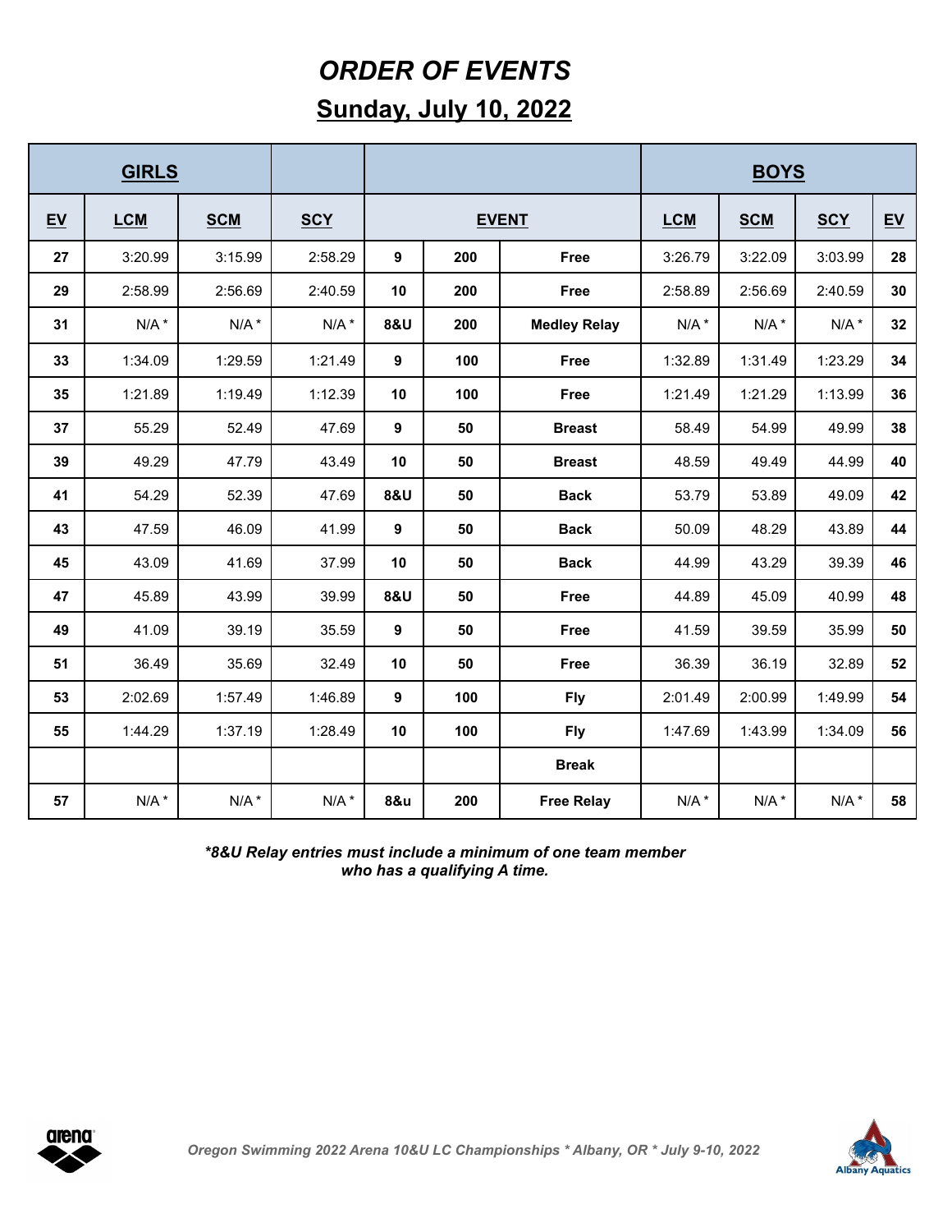# *ORDER OF EVENTS*

## Sunday, July 10, 2022

| GIRLS | | | | | | | BOYS | | | |
|---|---|---|---|---|---|---|---|---|---|---|
| **EV** | **LCM** | **SCM** | **SCY** | **EVENT** | | | **LCM** | **SCM** | **SCY** | **EV** |
| 27 | 3:20.99 | 3:15.99 | 2:58.29 | 9 | 200 | Free | 3:26.79 | 3:22.09 | 3:03.99 | 28 |
| 29 | 2:58.99 | 2:56.69 | 2:40.59 | 10 | 200 | Free | 2:58.89 | 2:56.69 | 2:40.59 | 30 |
| 31 | N/A * | N/A * | N/A * | 8&U | 200 | Medley Relay | N/A * | N/A * | N/A * | 32 |
| 33 | 1:34.09 | 1:29.59 | 1:21.49 | 9 | 100 | Free | 1:32.89 | 1:31.49 | 1:23.29 | 34 |
| 35 | 1:21.89 | 1:19.49 | 1:12.39 | 10 | 100 | Free | 1:21.49 | 1:21.29 | 1:13.99 | 36 |
| 37 | 55.29 | 52.49 | 47.69 | 9 | 50 | Breast | 58.49 | 54.99 | 49.99 | 38 |
| 39 | 49.29 | 47.79 | 43.49 | 10 | 50 | Breast | 48.59 | 49.49 | 44.99 | 40 |
| 41 | 54.29 | 52.39 | 47.69 | 8&U | 50 | Back | 53.79 | 53.89 | 49.09 | 42 |
| 43 | 47.59 | 46.09 | 41.99 | 9 | 50 | Back | 50.09 | 48.29 | 43.89 | 44 |
| 45 | 43.09 | 41.69 | 37.99 | 10 | 50 | Back | 44.99 | 43.29 | 39.39 | 46 |
| 47 | 45.89 | 43.99 | 39.99 | 8&U | 50 | Free | 44.89 | 45.09 | 40.99 | 48 |
| 49 | 41.09 | 39.19 | 35.59 | 9 | 50 | Free | 41.59 | 39.59 | 35.99 | 50 |
| 51 | 36.49 | 35.69 | 32.49 | 10 | 50 | Free | 36.39 | 36.19 | 32.89 | 52 |
| 53 | 2:02.69 | 1:57.49 | 1:46.89 | 9 | 100 | Fly | 2:01.49 | 2:00.99 | 1:49.99 | 54 |
| 55 | 1:44.29 | 1:37.19 | 1:28.49 | 10 | 100 | Fly | 1:47.69 | 1:43.99 | 1:34.09 | 56 |
| | | | | | | Break | | | | |
| 57 | N/A * | N/A * | N/A * | 8&u | 200 | Free Relay | N/A * | N/A * | N/A * | 58 |

***8&U Relay entries must include a minimum of one team member who has a qualifying A time.***